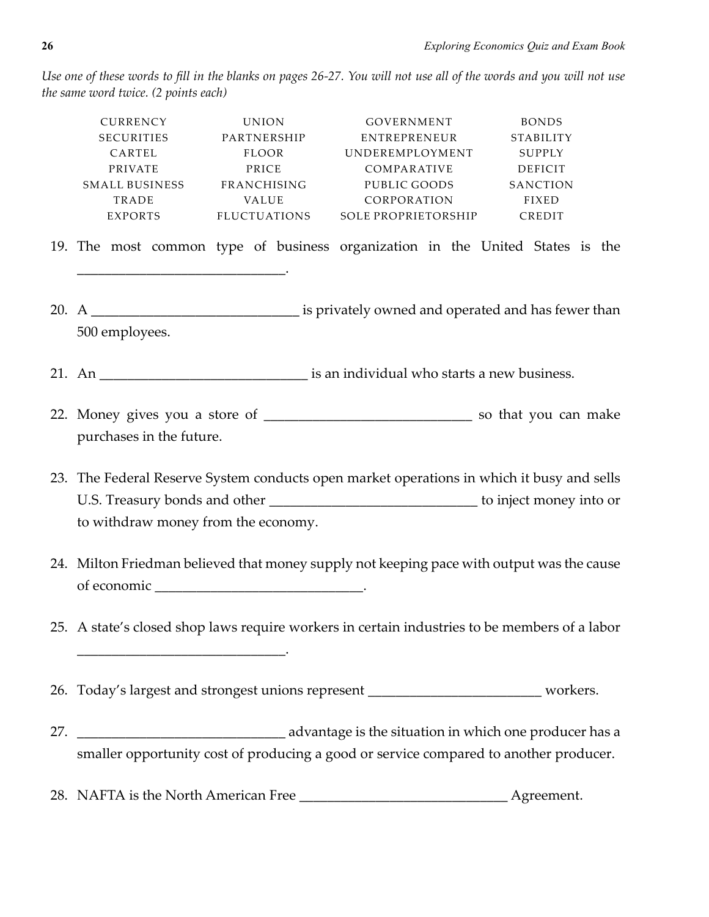*Use one of these words to fill in the blanks on pages 26-27. You will not use all of the words and you will not use the same word twice. (2 points each)*

| | | | |
|---|---|---|---|
| CURRENCY | UNION | GOVERNMENT | BONDS |
| SECURITIES | PARTNERSHIP | ENTREPRENEUR | STABILITY |
| CARTEL | FLOOR | UNDEREMPLOYMENT | SUPPLY |
| PRIVATE | PRICE | COMPARATIVE | DEFICIT |
| SMALL BUSINESS | FRANCHISING | PUBLIC GOODS | SANCTION |
| TRADE | VALUE | CORPORATION | FIXED |
| EXPORTS | FLUCTUATIONS | SOLE PROPRIETORSHIP | CREDIT |

19. The most common type of business organization in the United States is the ______________________________.

20. A ______________________________ is privately owned and operated and has fewer than 500 employees.

21. An ______________________________ is an individual who starts a new business.

22. Money gives you a store of ______________________________ so that you can make purchases in the future.

23. The Federal Reserve System conducts open market operations in which it busy and sells U.S. Treasury bonds and other ______________________________ to inject money into or to withdraw money from the economy.

24. Milton Friedman believed that money supply not keeping pace with output was the cause of economic ______________________________.

25. A state's closed shop laws require workers in certain industries to be members of a labor ______________________________.

26. Today's largest and strongest unions represent ________________________ workers.

27. ______________________________ advantage is the situation in which one producer has a smaller opportunity cost of producing a good or service compared to another producer.

28. NAFTA is the North American Free ______________________________ Agreement.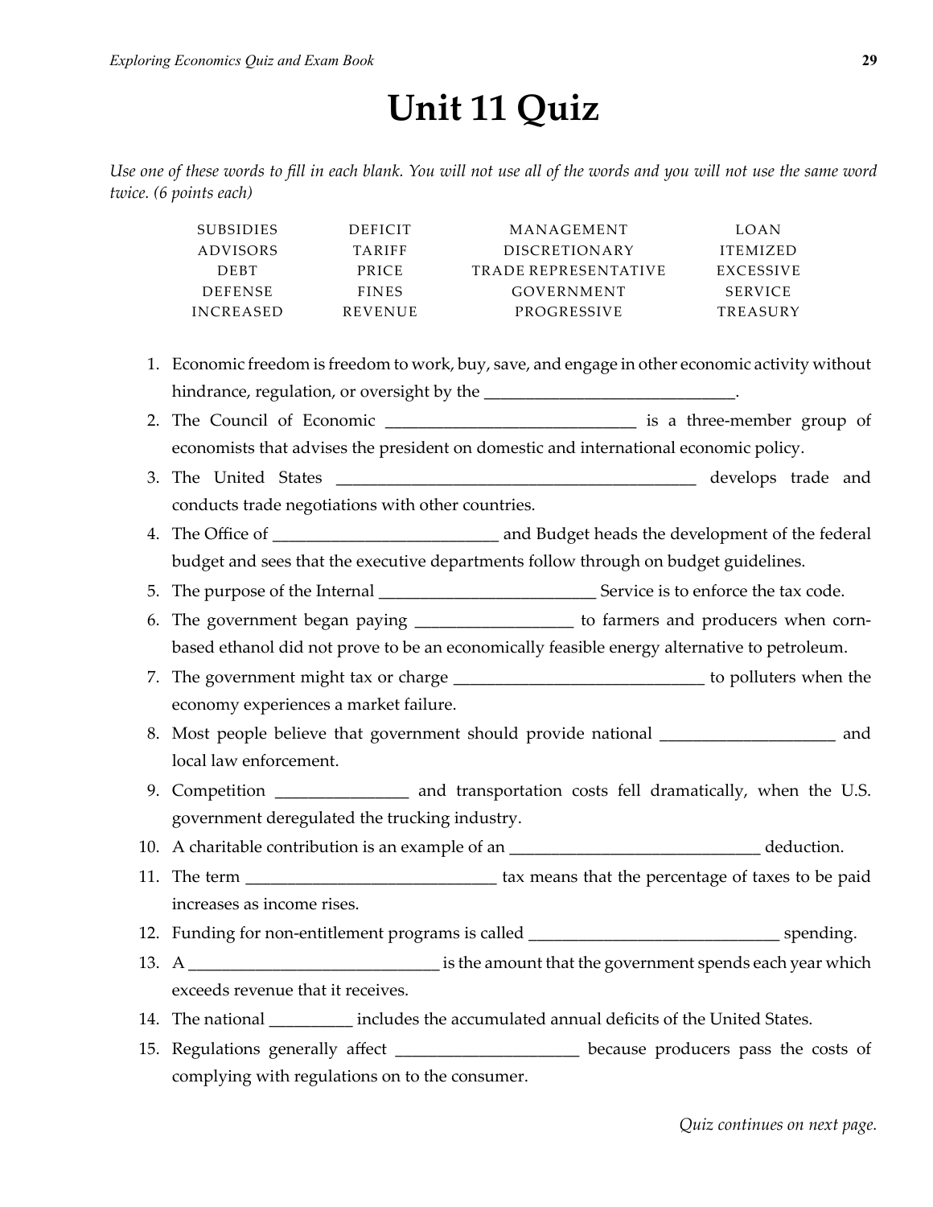# Unit 11 Quiz

*Use one of these words to fill in each blank. You will not use all of the words and you will not use the same word twice. (6 points each)*

| | | | |
|---|---|---|---|
| SUBSIDIES | DEFICIT | MANAGEMENT | LOAN |
| ADVISORS | TARIFF | DISCRETIONARY | ITEMIZED |
| DEBT | PRICE | TRADE REPRESENTATIVE | EXCESSIVE |
| DEFENSE | FINES | GOVERNMENT | SERVICE |
| INCREASED | REVENUE | PROGRESSIVE | TREASURY |

1. Economic freedom is freedom to work, buy, save, and engage in other economic activity without hindrance, regulation, or oversight by the ______________________________.
2. The Council of Economic ______________________________ is a three-member group of economists that advises the president on domestic and international economic policy.
3. The United States ___________________________________________ develops trade and conducts trade negotiations with other countries.
4. The Office of ___________________________ and Budget heads the development of the federal budget and sees that the executive departments follow through on budget guidelines.
5. The purpose of the Internal __________________________ Service is to enforce the tax code.
6. The government began paying __________________ to farmers and producers when corn-based ethanol did not prove to be an economically feasible energy alternative to petroleum.
7. The government might tax or charge ______________________________ to polluters when the economy experiences a market failure.
8. Most people believe that government should provide national ____________________ and local law enforcement.
9. Competition _______________ and transportation costs fell dramatically, when the U.S. government deregulated the trucking industry.
10. A charitable contribution is an example of an ______________________________ deduction.
11. The term ______________________________ tax means that the percentage of taxes to be paid increases as income rises.
12. Funding for non-entitlement programs is called ______________________________ spending.
13. A ______________________________ is the amount that the government spends each year which exceeds revenue that it receives.
14. The national __________ includes the accumulated annual deficits of the United States.
15. Regulations generally affect _____________________ because producers pass the costs of complying with regulations on to the consumer.

*Quiz continues on next page.*